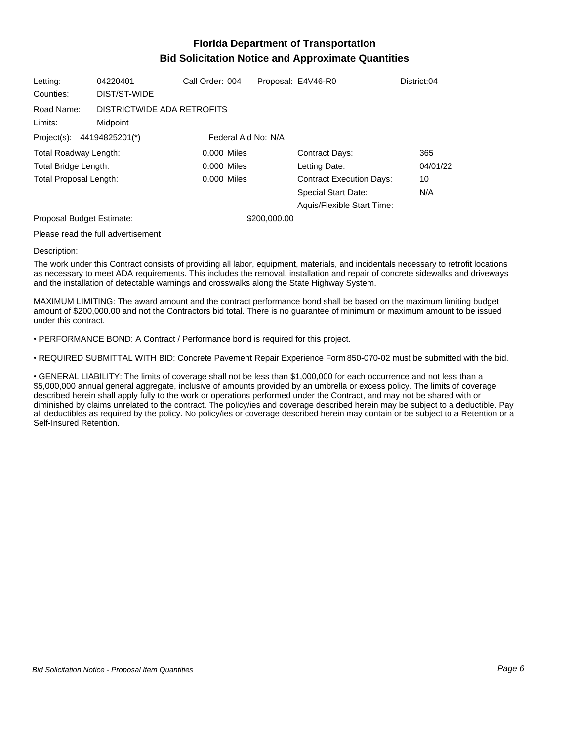# Florida Department of Transportation
## Bid Solicitation Notice and Approximate Quantities

| | | | | |
|---|---|---|---|---|
| Letting: | 04220401 | Call Order: 004 | Proposal: E4V46-R0 | District:04 |
| Counties: | DIST/ST-WIDE | | | |
| Road Name: | DISTRICTWIDE ADA RETROFITS | | | |
| Limits: | Midpoint | | | |
| Project(s): | 44194825201(*) | Federal Aid No: N/A | | |

| | | | |
|---|---|---|---|
| Total Roadway Length: | 0.000 Miles | Contract Days: | 365 |
| Total Bridge Length: | 0.000 Miles | Letting Date: | 04/01/22 |
| Total Proposal Length: | 0.000 Miles | Contract Execution Days: | 10 |
| | | Special Start Date: | N/A |
| | | Aquis/Flexible Start Time: | |
| Proposal Budget Estimate: | $200,000.00 | | |

Please read the full advertisement

Description:

The work under this Contract consists of providing all labor, equipment, materials, and incidentals necessary to retrofit locations as necessary to meet ADA requirements. This includes the removal, installation and repair of concrete sidewalks and driveways and the installation of detectable warnings and crosswalks along the State Highway System.

MAXIMUM LIMITING: The award amount and the contract performance bond shall be based on the maximum limiting budget amount of $200,000.00 and not the Contractors bid total. There is no guarantee of minimum or maximum amount to be issued under this contract.

- PERFORMANCE BOND: A Contract / Performance bond is required for this project.

- REQUIRED SUBMITTAL WITH BID: Concrete Pavement Repair Experience Form 850-070-02 must be submitted with the bid.

- GENERAL LIABILITY: The limits of coverage shall not be less than $1,000,000 for each occurrence and not less than a $5,000,000 annual general aggregate, inclusive of amounts provided by an umbrella or excess policy. The limits of coverage described herein shall apply fully to the work or operations performed under the Contract, and may not be shared with or diminished by claims unrelated to the contract. The policy/ies and coverage described herein may be subject to a deductible. Pay all deductibles as required by the policy. No policy/ies or coverage described herein may contain or be subject to a Retention or a Self-Insured Retention.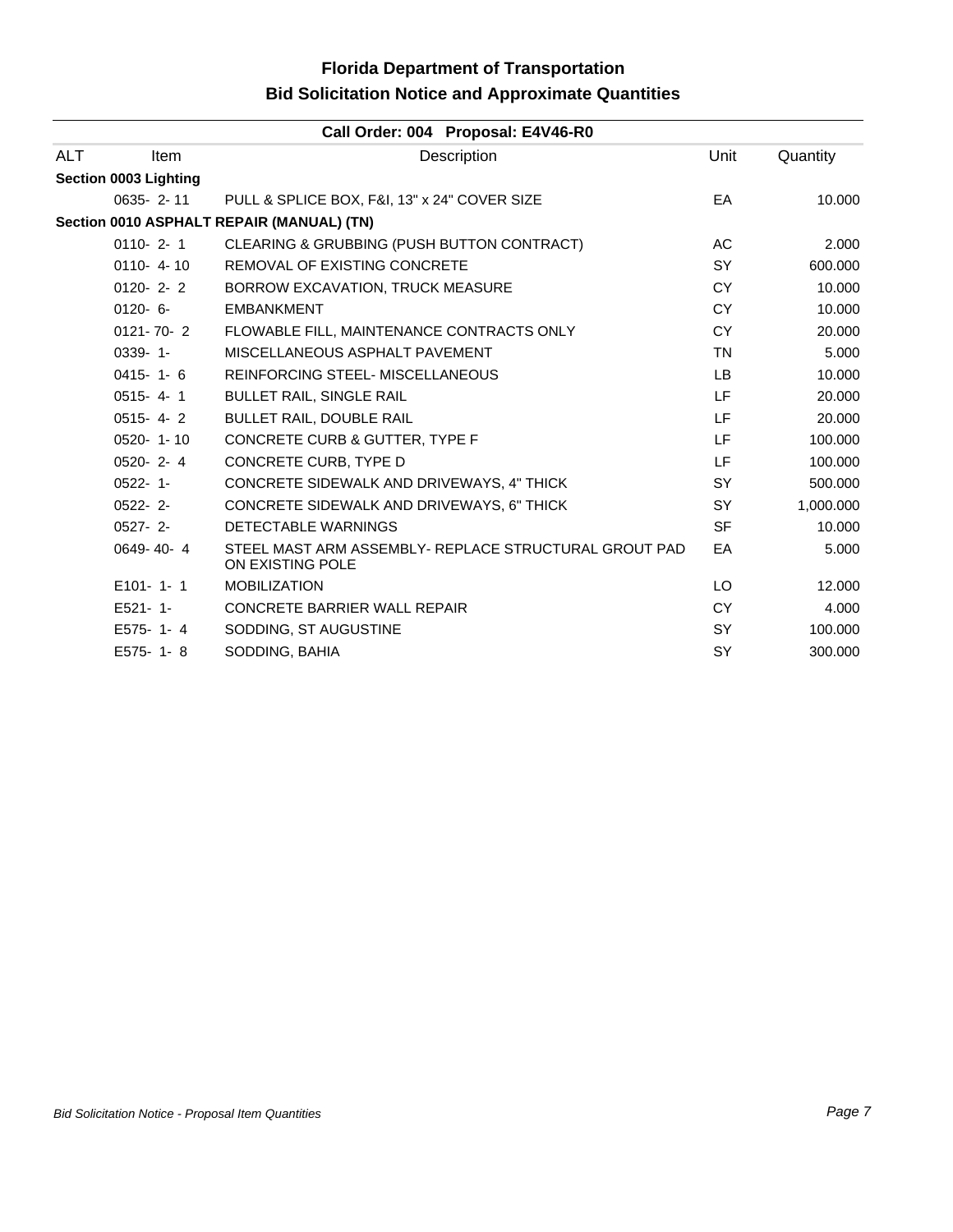# Florida Department of Transportation

## Bid Solicitation Notice and Approximate Quantities

### Call Order: 004 Proposal: E4V46-R0

| ALT | Item | Description | Unit | Quantity |
|---|---|---|---|---|
| **Section 0003 Lighting** | | | | |
| | 0635- 2- 11 | PULL & SPLICE BOX, F&I, 13" x 24" COVER SIZE | EA | 10.000 |
| **Section 0010 ASPHALT REPAIR (MANUAL) (TN)** | | | | |
| | 0110- 2- 1 | CLEARING & GRUBBING (PUSH BUTTON CONTRACT) | AC | 2.000 |
| | 0110- 4- 10 | REMOVAL OF EXISTING CONCRETE | SY | 600.000 |
| | 0120- 2- 2 | BORROW EXCAVATION, TRUCK MEASURE | CY | 10.000 |
| | 0120- 6- | EMBANKMENT | CY | 10.000 |
| | 0121- 70- 2 | FLOWABLE FILL, MAINTENANCE CONTRACTS ONLY | CY | 20.000 |
| | 0339- 1- | MISCELLANEOUS ASPHALT PAVEMENT | TN | 5.000 |
| | 0415- 1- 6 | REINFORCING STEEL- MISCELLANEOUS | LB | 10.000 |
| | 0515- 4- 1 | BULLET RAIL, SINGLE RAIL | LF | 20.000 |
| | 0515- 4- 2 | BULLET RAIL, DOUBLE RAIL | LF | 20.000 |
| | 0520- 1- 10 | CONCRETE CURB & GUTTER, TYPE F | LF | 100.000 |
| | 0520- 2- 4 | CONCRETE CURB, TYPE D | LF | 100.000 |
| | 0522- 1- | CONCRETE SIDEWALK AND DRIVEWAYS, 4" THICK | SY | 500.000 |
| | 0522- 2- | CONCRETE SIDEWALK AND DRIVEWAYS, 6" THICK | SY | 1,000.000 |
| | 0527- 2- | DETECTABLE WARNINGS | SF | 10.000 |
| | 0649- 40- 4 | STEEL MAST ARM ASSEMBLY- REPLACE STRUCTURAL GROUT PAD ON EXISTING POLE | EA | 5.000 |
| | E101- 1- 1 | MOBILIZATION | LO | 12.000 |
| | E521- 1- | CONCRETE BARRIER WALL REPAIR | CY | 4.000 |
| | E575- 1- 4 | SODDING, ST AUGUSTINE | SY | 100.000 |
| | E575- 1- 8 | SODDING, BAHIA | SY | 300.000 |